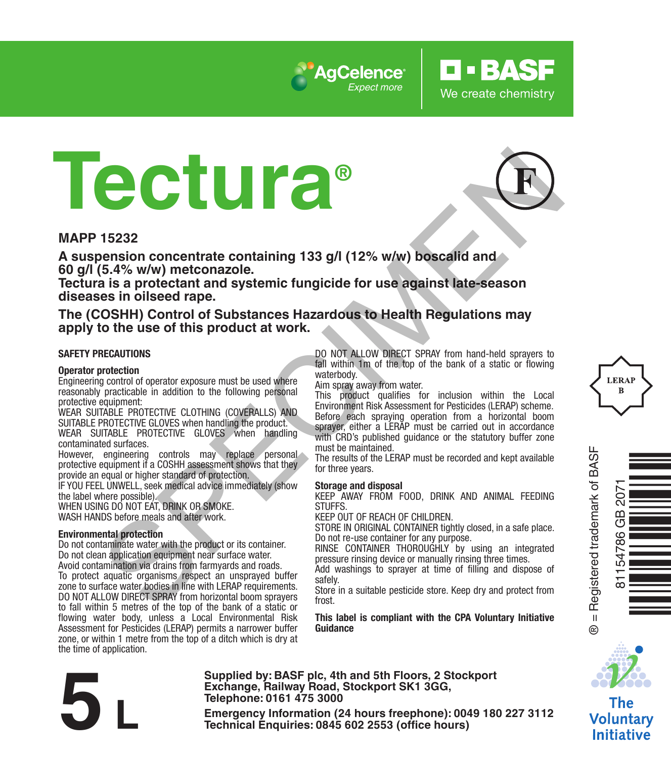AgCelence® *Expect more*

BASF We create chemistry

# Tectura®

(F)

**MAPP 15232**

**A suspension concentrate containing 133 g/l (12% w/w) boscalid and 60 g/l (5.4% w/w) metconazole.**
**Tectura is a protectant and systemic fungicide for use against late-season diseases in oilseed rape.**

**The (COSHH) Control of Substances Hazardous to Health Regulations may apply to the use of this product at work.**

### SAFETY PRECAUTIONS

**Operator protection**

Engineering control of operator exposure must be used where reasonably practicable in addition to the following personal protective equipment:

WEAR SUITABLE PROTECTIVE CLOTHING (COVERALLS) AND SUITABLE PROTECTIVE GLOVES when handling the product.

WEAR SUITABLE PROTECTIVE GLOVES when handling contaminated surfaces.

However, engineering controls may replace personal protective equipment if a COSHH assessment shows that they provide an equal or higher standard of protection.

IF YOU FEEL UNWELL, seek medical advice immediately (show the label where possible).

WHEN USING DO NOT EAT, DRINK OR SMOKE.

WASH HANDS before meals and after work.

**Environmental protection**

Do not contaminate water with the product or its container.

Do not clean application equipment near surface water.

Avoid contamination via drains from farmyards and roads.

To protect aquatic organisms respect an unsprayed buffer zone to surface water bodies in line with LERAP requirements.

DO NOT ALLOW DIRECT SPRAY from horizontal boom sprayers to fall within 5 metres of the top of the bank of a static or flowing water body, unless a Local Environmental Risk Assessment for Pesticides (LERAP) permits a narrower buffer zone, or within 1 metre from the top of a ditch which is dry at the time of application.

DO NOT ALLOW DIRECT SPRAY from hand-held sprayers to fall within 1m of the top of the bank of a static or flowing waterbody.

Aim spray away from water.

This product qualifies for inclusion within the Local Environment Risk Assessment for Pesticides (LERAP) scheme. Before each spraying operation from a horizontal boom sprayer, either a LERAP must be carried out in accordance with CRD's published guidance or the statutory buffer zone must be maintained.

The results of the LERAP must be recorded and kept available for three years.

**Storage and disposal**

KEEP AWAY FROM FOOD, DRINK AND ANIMAL FEEDING STUFFS.

KEEP OUT OF REACH OF CHILDREN.

STORE IN ORIGINAL CONTAINER tightly closed, in a safe place.

Do not re-use container for any purpose.

RINSE CONTAINER THOROUGHLY by using an integrated pressure rinsing device or manually rinsing three times.

Add washings to sprayer at time of filling and dispose of safely.

Store in a suitable pesticide store. Keep dry and protect from frost.

**This label is compliant with the CPA Voluntary Initiative Guidance**

LERAP B

® = Registered trademark of BASF

81154786 GB 2071

The Voluntary Initiative

# 5 L

**Supplied by: BASF plc, 4th and 5th Floors, 2 Stockport Exchange, Railway Road, Stockport SK1 3GG,**
**Telephone: 0161 475 3000**

**Emergency Information (24 hours freephone): 0049 180 227 3112**
**Technical Enquiries: 0845 602 2553 (office hours)**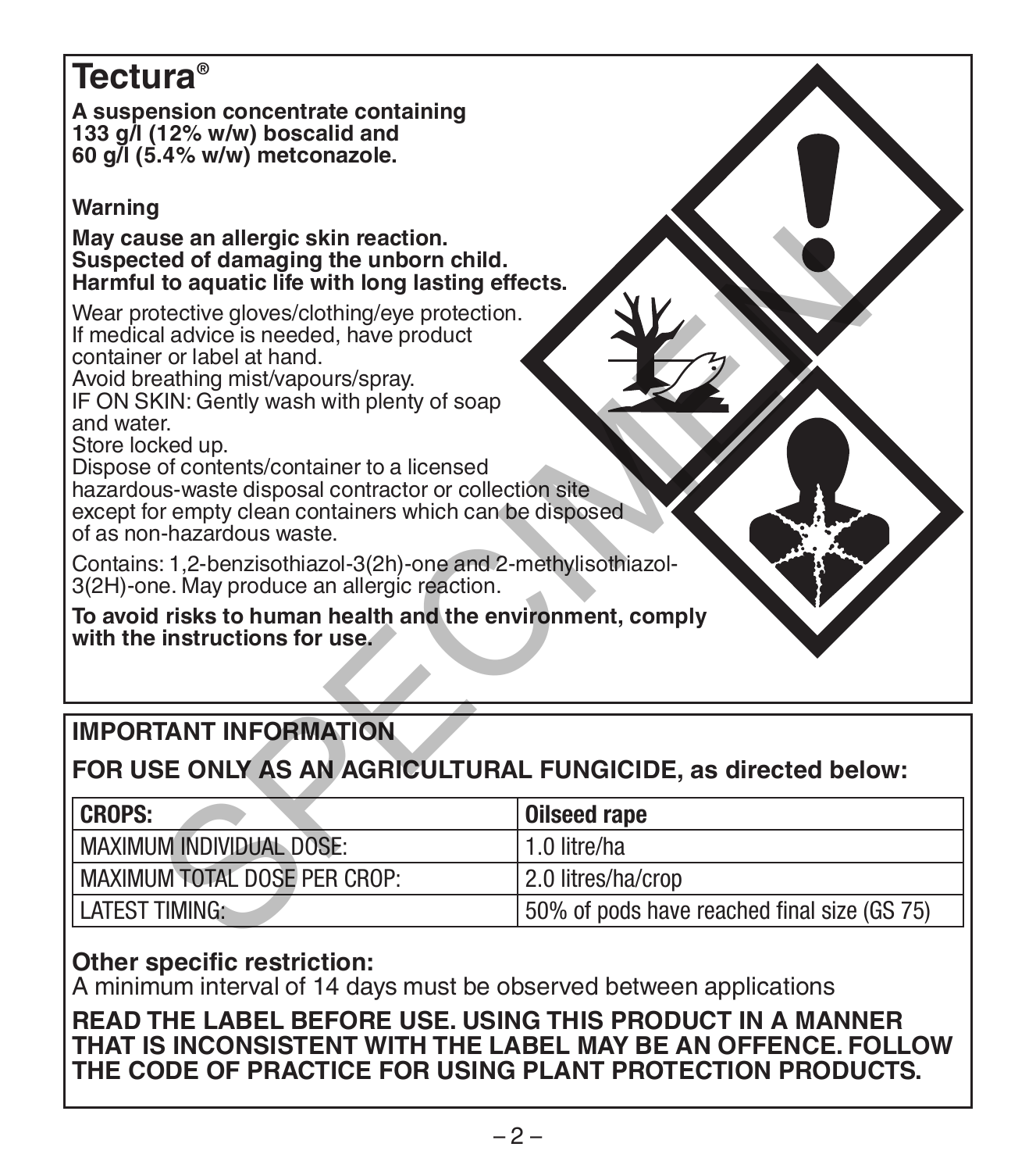# Tectura®

**A suspension concentrate containing 133 g/l (12% w/w) boscalid and 60 g/l (5.4% w/w) metconazole.**

**Warning**

**May cause an allergic skin reaction.**
**Suspected of damaging the unborn child.**
**Harmful to aquatic life with long lasting effects.**

Wear protective gloves/clothing/eye protection.
If medical advice is needed, have product container or label at hand.
Avoid breathing mist/vapours/spray.
IF ON SKIN: Gently wash with plenty of soap and water.
Store locked up.
Dispose of contents/container to a licensed hazardous-waste disposal contractor or collection site except for empty clean containers which can be disposed of as non-hazardous waste.

Contains: 1,2-benzisothiazol-3(2h)-one and 2-methylisothiazol-3(2H)-one. May produce an allergic reaction.

**To avoid risks to human health and the environment, comply with the instructions for use.**

## IMPORTANT INFORMATION

**FOR USE ONLY AS AN AGRICULTURAL FUNGICIDE, as directed below:**

| CROPS: | Oilseed rape |
|---|---|
| MAXIMUM INDIVIDUAL DOSE: | 1.0 litre/ha |
| MAXIMUM TOTAL DOSE PER CROP: | 2.0 litres/ha/crop |
| LATEST TIMING: | 50% of pods have reached final size (GS 75) |

**Other specific restriction:**
A minimum interval of 14 days must be observed between applications

**READ THE LABEL BEFORE USE. USING THIS PRODUCT IN A MANNER THAT IS INCONSISTENT WITH THE LABEL MAY BE AN OFFENCE. FOLLOW THE CODE OF PRACTICE FOR USING PLANT PROTECTION PRODUCTS.**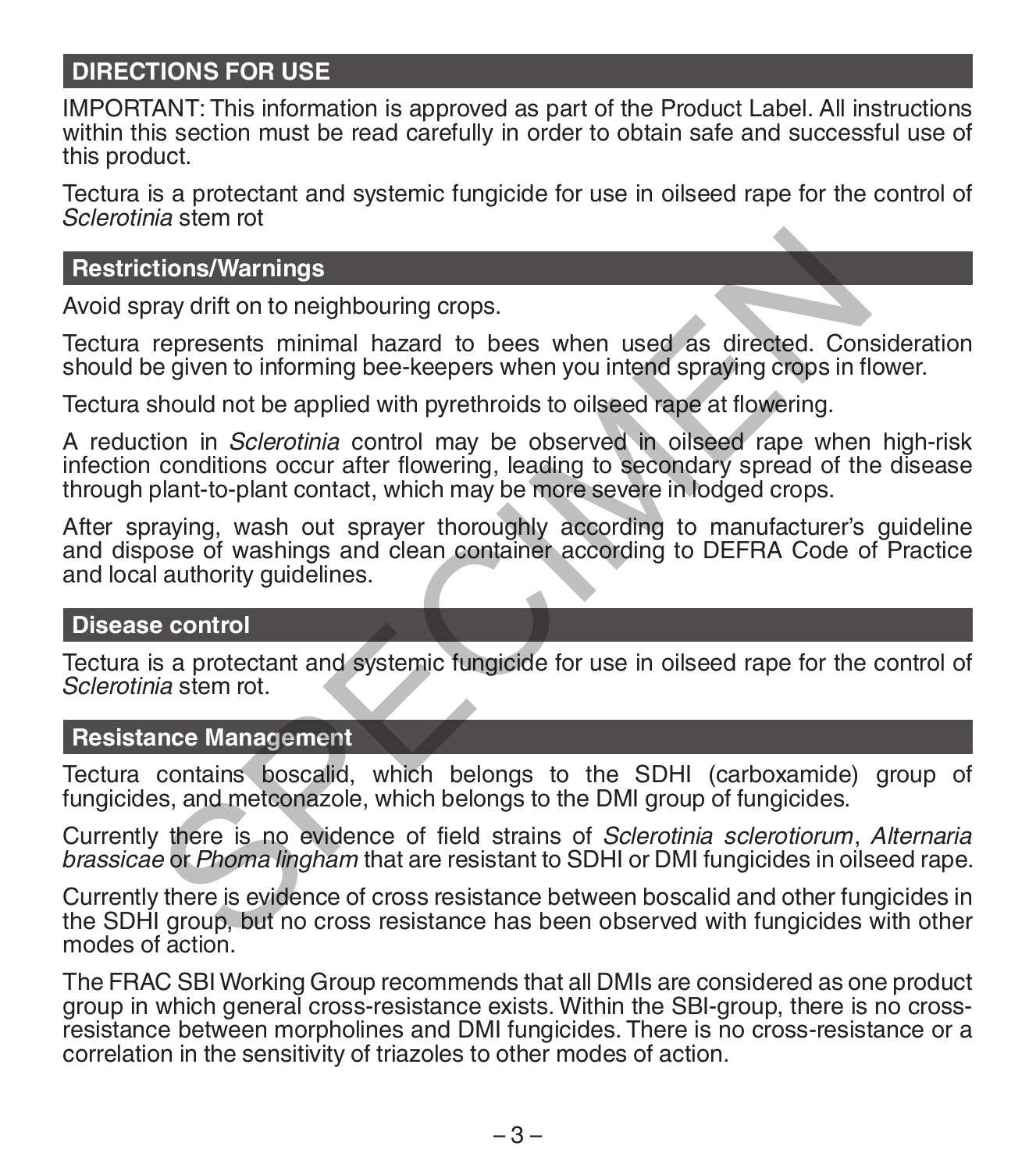## DIRECTIONS FOR USE

IMPORTANT: This information is approved as part of the Product Label. All instructions within this section must be read carefully in order to obtain safe and successful use of this product.

Tectura is a protectant and systemic fungicide for use in oilseed rape for the control of *Sclerotinia* stem rot

### Restrictions/Warnings

Avoid spray drift on to neighbouring crops.

Tectura represents minimal hazard to bees when used as directed. Consideration should be given to informing bee-keepers when you intend spraying crops in flower.

Tectura should not be applied with pyrethroids to oilseed rape at flowering.

A reduction in *Sclerotinia* control may be observed in oilseed rape when high-risk infection conditions occur after flowering, leading to secondary spread of the disease through plant-to-plant contact, which may be more severe in lodged crops.

After spraying, wash out sprayer thoroughly according to manufacturer's guideline and dispose of washings and clean container according to DEFRA Code of Practice and local authority guidelines.

### Disease control

Tectura is a protectant and systemic fungicide for use in oilseed rape for the control of *Sclerotinia* stem rot.

### Resistance Management

Tectura contains boscalid, which belongs to the SDHI (carboxamide) group of fungicides, and metconazole, which belongs to the DMI group of fungicides.

Currently there is no evidence of field strains of *Sclerotinia sclerotiorum*, *Alternaria brassicae* or *Phoma lingham* that are resistant to SDHI or DMI fungicides in oilseed rape.

Currently there is evidence of cross resistance between boscalid and other fungicides in the SDHI group, but no cross resistance has been observed with fungicides with other modes of action.

The FRAC SBI Working Group recommends that all DMIs are considered as one product group in which general cross-resistance exists. Within the SBI-group, there is no cross-resistance between morpholines and DMI fungicides. There is no cross-resistance or a correlation in the sensitivity of triazoles to other modes of action.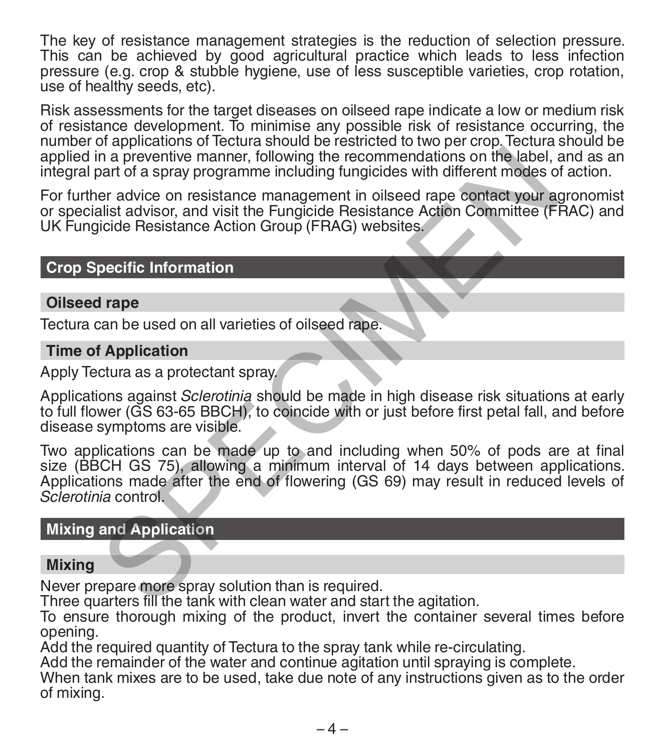The key of resistance management strategies is the reduction of selection pressure. This can be achieved by good agricultural practice which leads to less infection pressure (e.g. crop & stubble hygiene, use of less susceptible varieties, crop rotation, use of healthy seeds, etc).

Risk assessments for the target diseases on oilseed rape indicate a low or medium risk of resistance development. To minimise any possible risk of resistance occurring, the number of applications of Tectura should be restricted to two per crop. Tectura should be applied in a preventive manner, following the recommendations on the label, and as an integral part of a spray programme including fungicides with different modes of action.

For further advice on resistance management in oilseed rape contact your agronomist or specialist advisor, and visit the Fungicide Resistance Action Committee (FRAC) and UK Fungicide Resistance Action Group (FRAG) websites.

## Crop Specific Information

### Oilseed rape

Tectura can be used on all varieties of oilseed rape.

### Time of Application

Apply Tectura as a protectant spray.

Applications against *Sclerotinia* should be made in high disease risk situations at early to full flower (GS 63-65 BBCH), to coincide with or just before first petal fall, and before disease symptoms are visible.

Two applications can be made up to and including when 50% of pods are at final size (BBCH GS 75), allowing a minimum interval of 14 days between applications. Applications made after the end of flowering (GS 69) may result in reduced levels of *Sclerotinia* control.

## Mixing and Application

### Mixing

Never prepare more spray solution than is required.
Three quarters fill the tank with clean water and start the agitation.
To ensure thorough mixing of the product, invert the container several times before opening.
Add the required quantity of Tectura to the spray tank while re-circulating.
Add the remainder of the water and continue agitation until spraying is complete.
When tank mixes are to be used, take due note of any instructions given as to the order of mixing.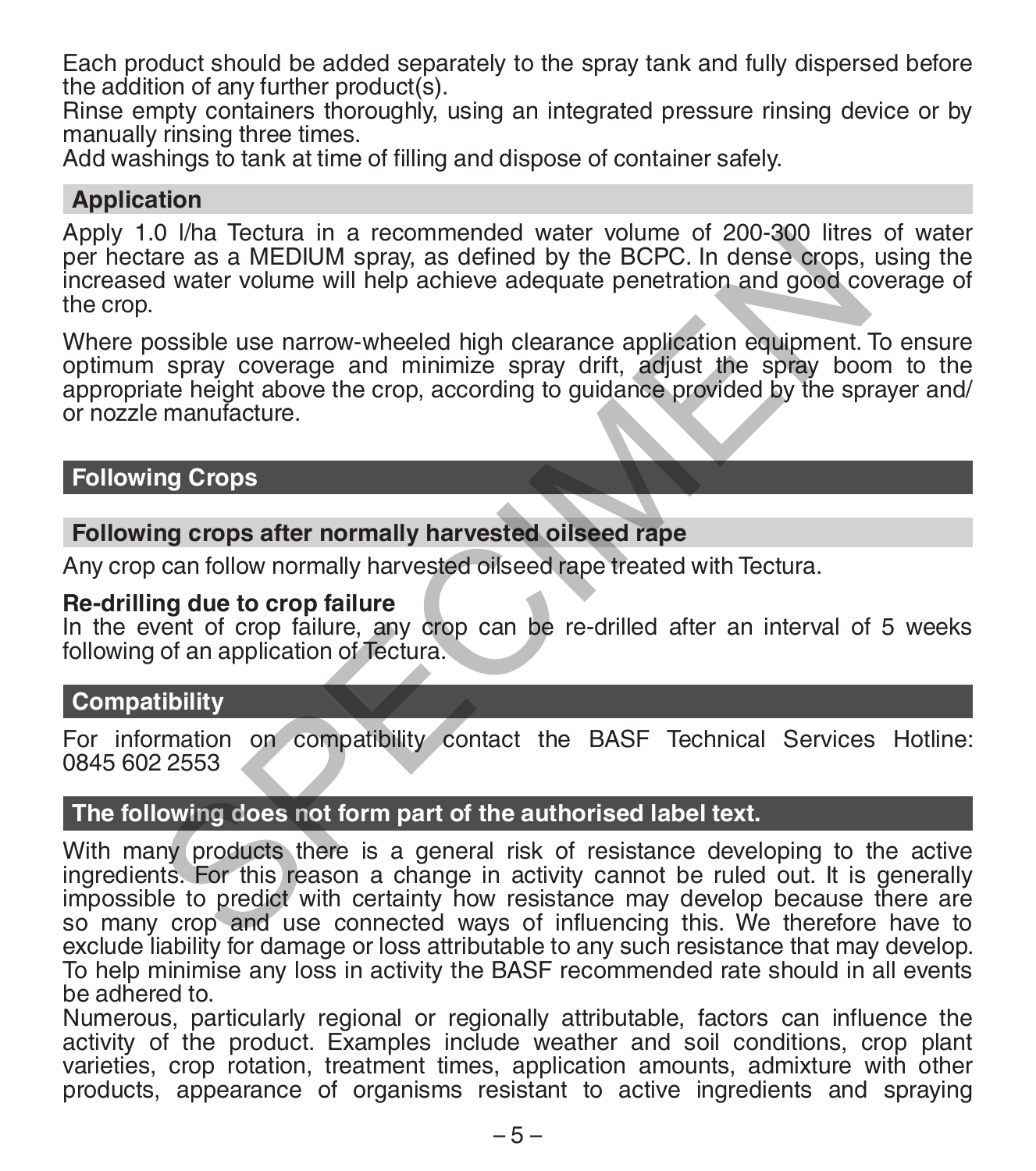Each product should be added separately to the spray tank and fully dispersed before the addition of any further product(s).
Rinse empty containers thoroughly, using an integrated pressure rinsing device or by manually rinsing three times.
Add washings to tank at time of filling and dispose of container safely.

## Application

Apply 1.0 l/ha Tectura in a recommended water volume of 200-300 litres of water per hectare as a MEDIUM spray, as defined by the BCPC. In dense crops, using the increased water volume will help achieve adequate penetration and good coverage of the crop.

Where possible use narrow-wheeled high clearance application equipment. To ensure optimum spray coverage and minimize spray drift, adjust the spray boom to the appropriate height above the crop, according to guidance provided by the sprayer and/ or nozzle manufacture.

## Following Crops

### Following crops after normally harvested oilseed rape

Any crop can follow normally harvested oilseed rape treated with Tectura.

**Re-drilling due to crop failure**
In the event of crop failure, any crop can be re-drilled after an interval of 5 weeks following of an application of Tectura.

## Compatibility

For information on compatibility contact the BASF Technical Services Hotline: 0845 602 2553

## The following does not form part of the authorised label text.

With many products there is a general risk of resistance developing to the active ingredients. For this reason a change in activity cannot be ruled out. It is generally impossible to predict with certainty how resistance may develop because there are so many crop and use connected ways of influencing this. We therefore have to exclude liability for damage or loss attributable to any such resistance that may develop. To help minimise any loss in activity the BASF recommended rate should in all events be adhered to.
Numerous, particularly regional or regionally attributable, factors can influence the activity of the product. Examples include weather and soil conditions, crop plant varieties, crop rotation, treatment times, application amounts, admixture with other products, appearance of organisms resistant to active ingredients and spraying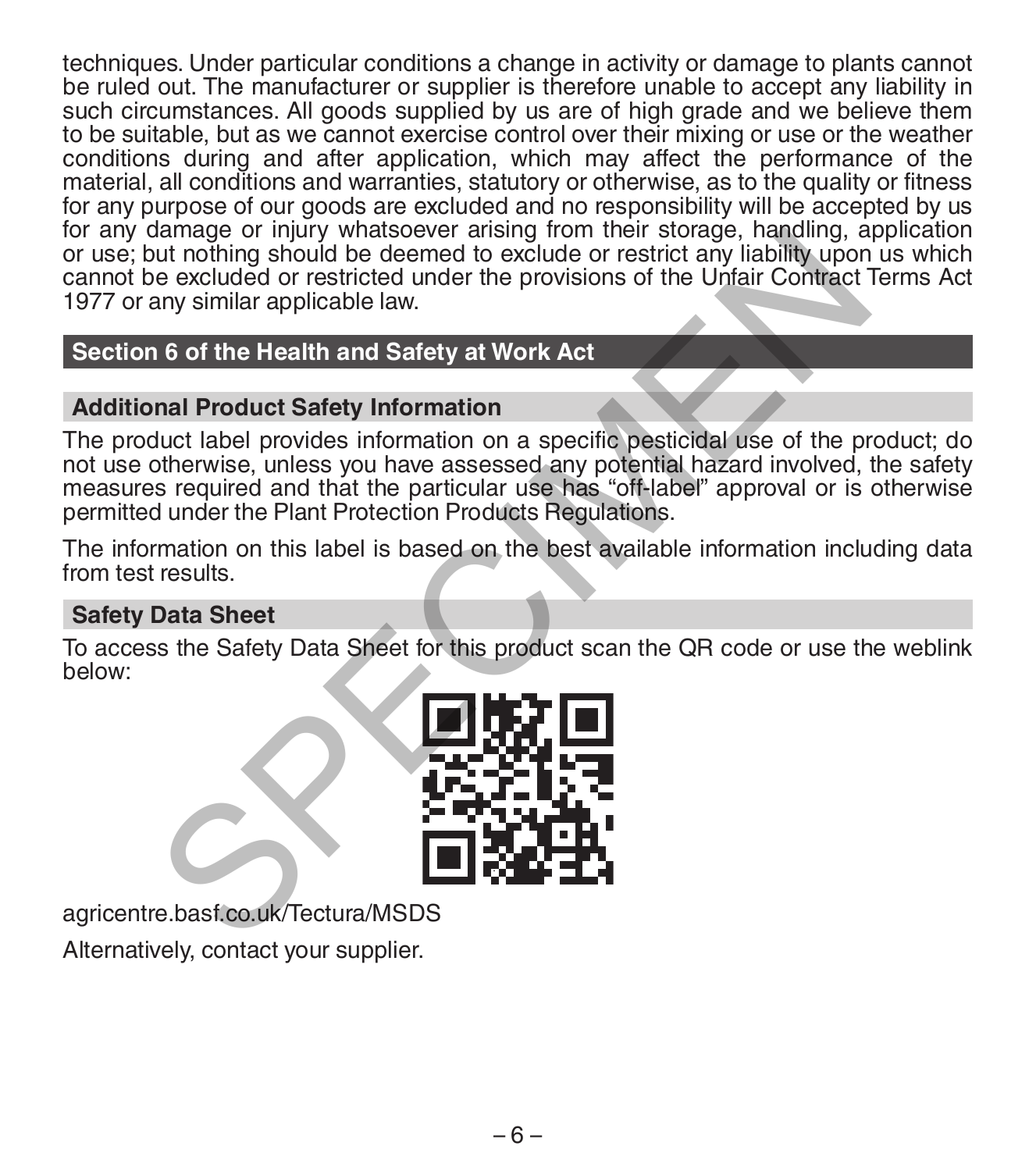techniques. Under particular conditions a change in activity or damage to plants cannot be ruled out. The manufacturer or supplier is therefore unable to accept any liability in such circumstances. All goods supplied by us are of high grade and we believe them to be suitable, but as we cannot exercise control over their mixing or use or the weather conditions during and after application, which may affect the performance of the material, all conditions and warranties, statutory or otherwise, as to the quality or fitness for any purpose of our goods are excluded and no responsibility will be accepted by us for any damage or injury whatsoever arising from their storage, handling, application or use; but nothing should be deemed to exclude or restrict any liability upon us which cannot be excluded or restricted under the provisions of the Unfair Contract Terms Act 1977 or any similar applicable law.

## Section 6 of the Health and Safety at Work Act

### Additional Product Safety Information

The product label provides information on a specific pesticidal use of the product; do not use otherwise, unless you have assessed any potential hazard involved, the safety measures required and that the particular use has "off-label" approval or is otherwise permitted under the Plant Protection Products Regulations.

The information on this label is based on the best available information including data from test results.

### Safety Data Sheet

To access the Safety Data Sheet for this product scan the QR code or use the weblink below:

agricentre.basf.co.uk/Tectura/MSDS

Alternatively, contact your supplier.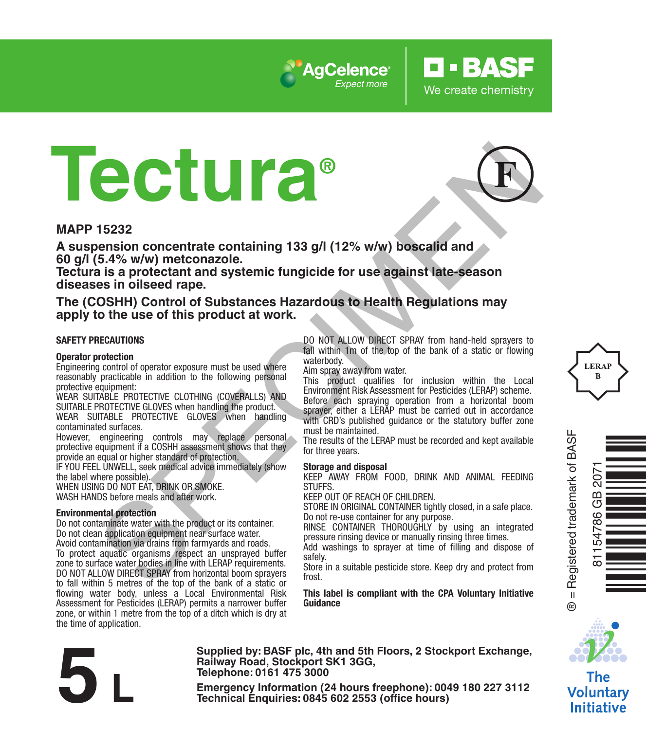AgCelence® Expect more

BASF We create chemistry

# Tectura®

(F)

**MAPP 15232**

**A suspension concentrate containing 133 g/l (12% w/w) boscalid and 60 g/l (5.4% w/w) metconazole.**
**Tectura is a protectant and systemic fungicide for use against late-season diseases in oilseed rape.**

**The (COSHH) Control of Substances Hazardous to Health Regulations may apply to the use of this product at work.**

### SAFETY PRECAUTIONS

**Operator protection**

Engineering control of operator exposure must be used where reasonably practicable in addition to the following personal protective equipment:

WEAR SUITABLE PROTECTIVE CLOTHING (COVERALLS) AND SUITABLE PROTECTIVE GLOVES when handling the product.

WEAR SUITABLE PROTECTIVE GLOVES when handling contaminated surfaces.

However, engineering controls may replace personal protective equipment if a COSHH assessment shows that they provide an equal or higher standard of protection.

IF YOU FEEL UNWELL, seek medical advice immediately (show the label where possible).

WHEN USING DO NOT EAT, DRINK OR SMOKE.

WASH HANDS before meals and after work.

**Environmental protection**

Do not contaminate water with the product or its container.

Do not clean application equipment near surface water.

Avoid contamination via drains from farmyards and roads.

To protect aquatic organisms respect an unsprayed buffer zone to surface water bodies in line with LERAP requirements.

DO NOT ALLOW DIRECT SPRAY from horizontal boom sprayers to fall within 5 metres of the top of the bank of a static or flowing water body, unless a Local Environmental Risk Assessment for Pesticides (LERAP) permits a narrower buffer zone, or within 1 metre from the top of a ditch which is dry at the time of application.

DO NOT ALLOW DIRECT SPRAY from hand-held sprayers to fall within 1m of the top of the bank of a static or flowing waterbody.

Aim spray away from water.

This product qualifies for inclusion within the Local Environment Risk Assessment for Pesticides (LERAP) scheme. Before each spraying operation from a horizontal boom sprayer, either a LERAP must be carried out in accordance with CRD's published guidance or the statutory buffer zone must be maintained.

The results of the LERAP must be recorded and kept available for three years.

**Storage and disposal**

KEEP AWAY FROM FOOD, DRINK AND ANIMAL FEEDING STUFFS.

KEEP OUT OF REACH OF CHILDREN.

STORE IN ORIGINAL CONTAINER tightly closed, in a safe place.

Do not re-use container for any purpose.

RINSE CONTAINER THOROUGHLY by using an integrated pressure rinsing device or manually rinsing three times.

Add washings to sprayer at time of filling and dispose of safely.

Store in a suitable pesticide store. Keep dry and protect from frost.

**This label is compliant with the CPA Voluntary Initiative Guidance**

LERAP B

® = Registered trademark of BASF

81154786 GB 2071

The Voluntary Initiative

**5 L**

**Supplied by: BASF plc, 4th and 5th Floors, 2 Stockport Exchange, Railway Road, Stockport SK1 3GG, Telephone: 0161 475 3000**

**Emergency Information (24 hours freephone): 0049 180 227 3112**
**Technical Enquiries: 0845 602 2553 (office hours)**